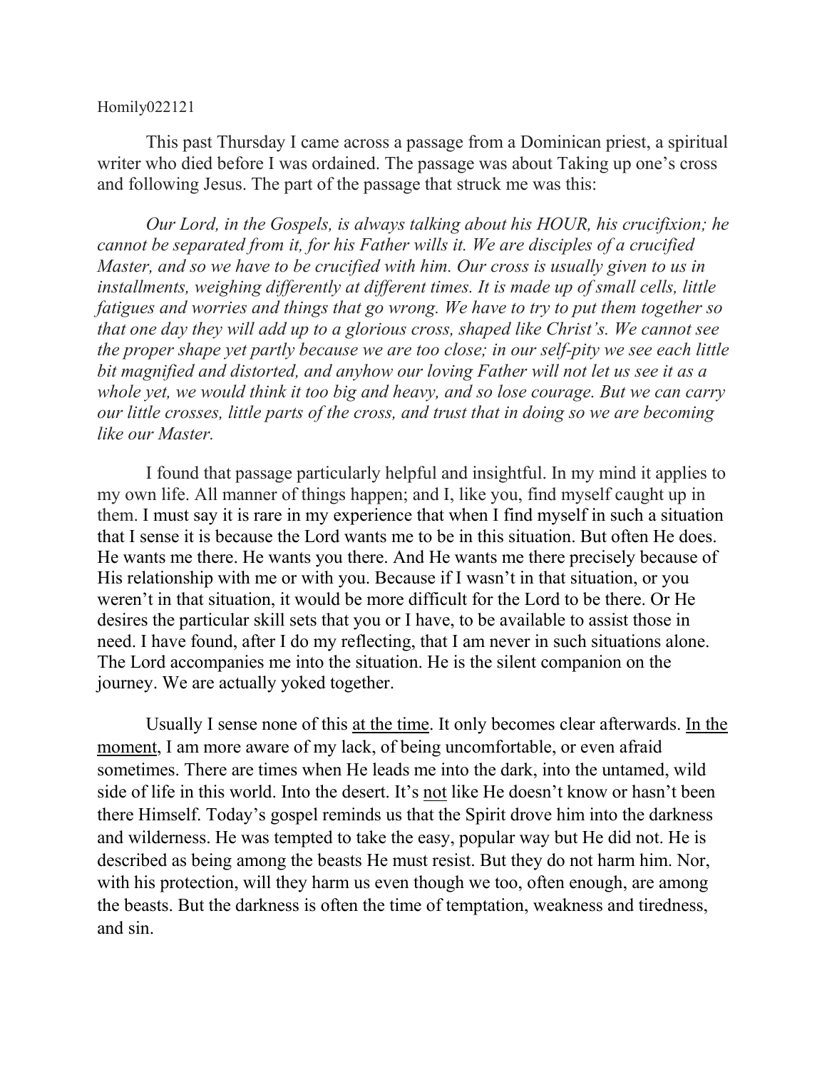Homily022121

This past Thursday I came across a passage from a Dominican priest, a spiritual writer who died before I was ordained. The passage was about Taking up one's cross and following Jesus. The part of the passage that struck me was this:

*Our Lord, in the Gospels, is always talking about his HOUR, his crucifixion; he cannot be separated from it, for his Father wills it. We are disciples of a crucified Master, and so we have to be crucified with him. Our cross is usually given to us in installments, weighing differently at different times. It is made up of small cells, little fatigues and worries and things that go wrong. We have to try to put them together so that one day they will add up to a glorious cross, shaped like Christ's. We cannot see the proper shape yet partly because we are too close; in our self-pity we see each little bit magnified and distorted, and anyhow our loving Father will not let us see it as a whole yet, we would think it too big and heavy, and so lose courage. But we can carry our little crosses, little parts of the cross, and trust that in doing so we are becoming like our Master.*

I found that passage particularly helpful and insightful. In my mind it applies to my own life. All manner of things happen; and I, like you, find myself caught up in them. I must say it is rare in my experience that when I find myself in such a situation that I sense it is because the Lord wants me to be in this situation. But often He does. He wants me there. He wants you there. And He wants me there precisely because of His relationship with me or with you. Because if I wasn't in that situation, or you weren't in that situation, it would be more difficult for the Lord to be there. Or He desires the particular skill sets that you or I have, to be available to assist those in need. I have found, after I do my reflecting, that I am never in such situations alone. The Lord accompanies me into the situation. He is the silent companion on the journey. We are actually yoked together.

Usually I sense none of this <u>at the time</u>. It only becomes clear afterwards. <u>In the moment</u>, I am more aware of my lack, of being uncomfortable, or even afraid sometimes. There are times when He leads me into the dark, into the untamed, wild side of life in this world. Into the desert. It's <u>not</u> like He doesn't know or hasn't been there Himself. Today's gospel reminds us that the Spirit drove him into the darkness and wilderness. He was tempted to take the easy, popular way but He did not. He is described as being among the beasts He must resist. But they do not harm him. Nor, with his protection, will they harm us even though we too, often enough, are among the beasts. But the darkness is often the time of temptation, weakness and tiredness, and sin.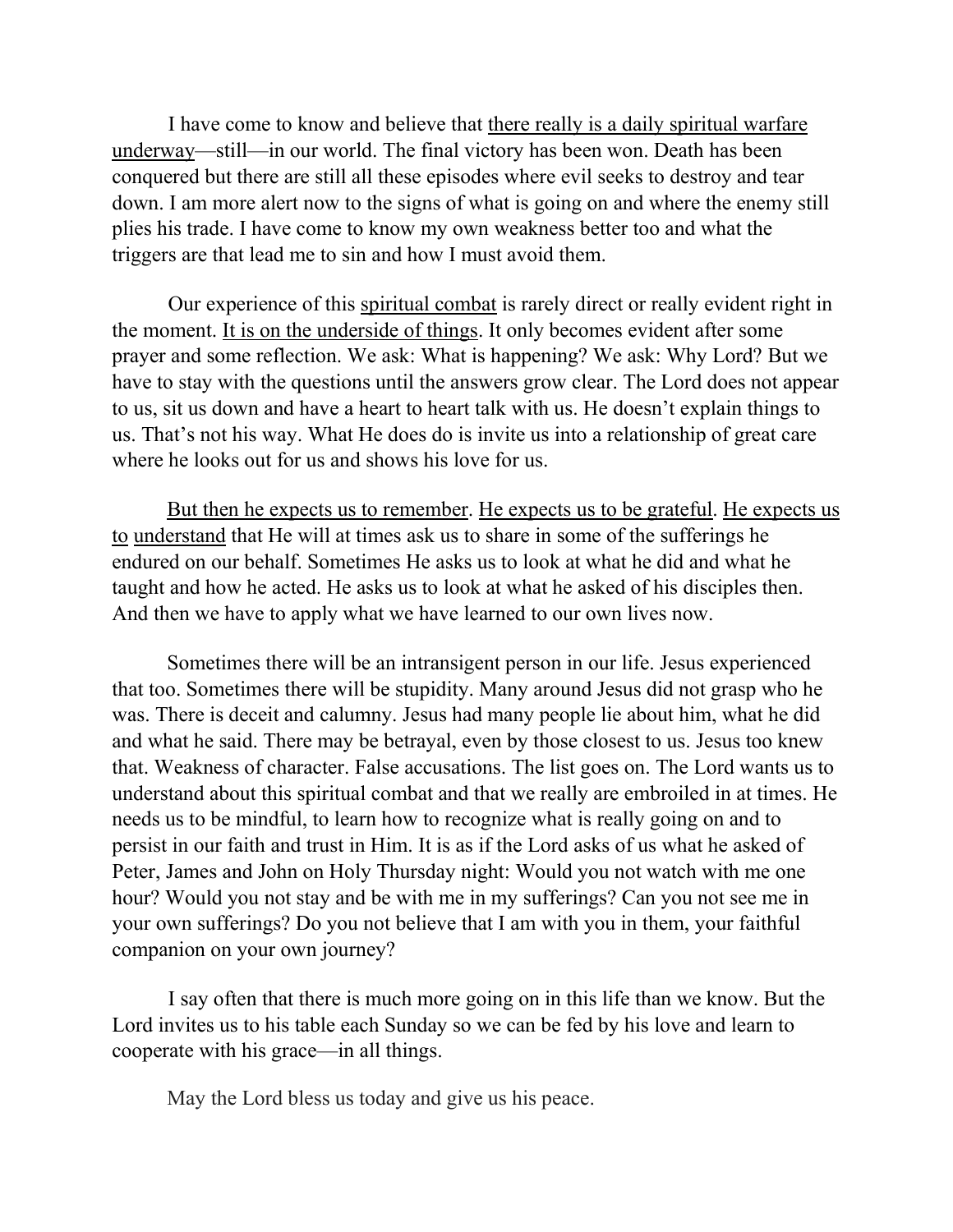I have come to know and believe that <u>there really is a daily spiritual warfare underway</u>—still—in our world. The final victory has been won. Death has been conquered but there are still all these episodes where evil seeks to destroy and tear down. I am more alert now to the signs of what is going on and where the enemy still plies his trade. I have come to know my own weakness better too and what the triggers are that lead me to sin and how I must avoid them.

Our experience of this <u>spiritual combat</u> is rarely direct or really evident right in the moment. <u>It is on the underside of things</u>. It only becomes evident after some prayer and some reflection. We ask: What is happening? We ask: Why Lord? But we have to stay with the questions until the answers grow clear. The Lord does not appear to us, sit us down and have a heart to heart talk with us. He doesn't explain things to us. That's not his way. What He does do is invite us into a relationship of great care where he looks out for us and shows his love for us.

<u>But then he expects us to remember</u>. <u>He expects us to be grateful</u>. <u>He expects us to</u> <u>understand</u> that He will at times ask us to share in some of the sufferings he endured on our behalf. Sometimes He asks us to look at what he did and what he taught and how he acted. He asks us to look at what he asked of his disciples then. And then we have to apply what we have learned to our own lives now.

Sometimes there will be an intransigent person in our life. Jesus experienced that too. Sometimes there will be stupidity. Many around Jesus did not grasp who he was. There is deceit and calumny. Jesus had many people lie about him, what he did and what he said. There may be betrayal, even by those closest to us. Jesus too knew that. Weakness of character. False accusations. The list goes on. The Lord wants us to understand about this spiritual combat and that we really are embroiled in at times. He needs us to be mindful, to learn how to recognize what is really going on and to persist in our faith and trust in Him. It is as if the Lord asks of us what he asked of Peter, James and John on Holy Thursday night: Would you not watch with me one hour? Would you not stay and be with me in my sufferings? Can you not see me in your own sufferings? Do you not believe that I am with you in them, your faithful companion on your own journey?

I say often that there is much more going on in this life than we know. But the Lord invites us to his table each Sunday so we can be fed by his love and learn to cooperate with his grace—in all things.

May the Lord bless us today and give us his peace.